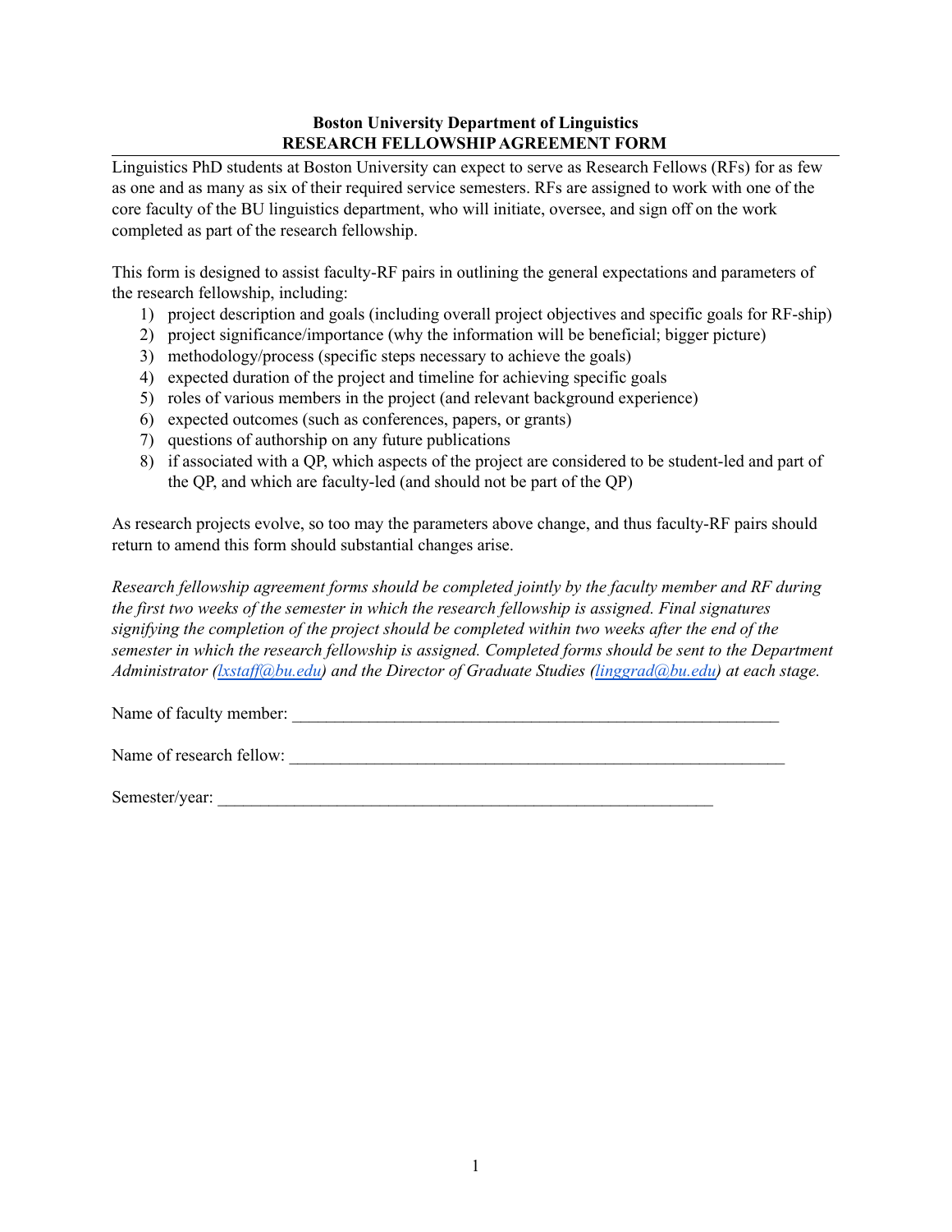**Boston University Department of Linguistics**
**RESEARCH FELLOWSHIP AGREEMENT FORM**

---

Linguistics PhD students at Boston University can expect to serve as Research Fellows (RFs) for as few as one and as many as six of their required service semesters. RFs are assigned to work with one of the core faculty of the BU linguistics department, who will initiate, oversee, and sign off on the work completed as part of the research fellowship.

This form is designed to assist faculty-RF pairs in outlining the general expectations and parameters of the research fellowship, including:

1) project description and goals (including overall project objectives and specific goals for RF-ship)
2) project significance/importance (why the information will be beneficial; bigger picture)
3) methodology/process (specific steps necessary to achieve the goals)
4) expected duration of the project and timeline for achieving specific goals
5) roles of various members in the project (and relevant background experience)
6) expected outcomes (such as conferences, papers, or grants)
7) questions of authorship on any future publications
8) if associated with a QP, which aspects of the project are considered to be student-led and part of the QP, and which are faculty-led (and should not be part of the QP)

As research projects evolve, so too may the parameters above change, and thus faculty-RF pairs should return to amend this form should substantial changes arise.

*Research fellowship agreement forms should be completed jointly by the faculty member and RF during the first two weeks of the semester in which the research fellowship is assigned. Final signatures signifying the completion of the project should be completed within two weeks after the end of the semester in which the research fellowship is assigned. Completed forms should be sent to the Department Administrator (lxstaff@bu.edu) and the Director of Graduate Studies (linggrad@bu.edu) at each stage.*

Name of faculty member: ____________________________________________________________

Name of research fellow: ____________________________________________________________

Semester/year: ____________________________________________________________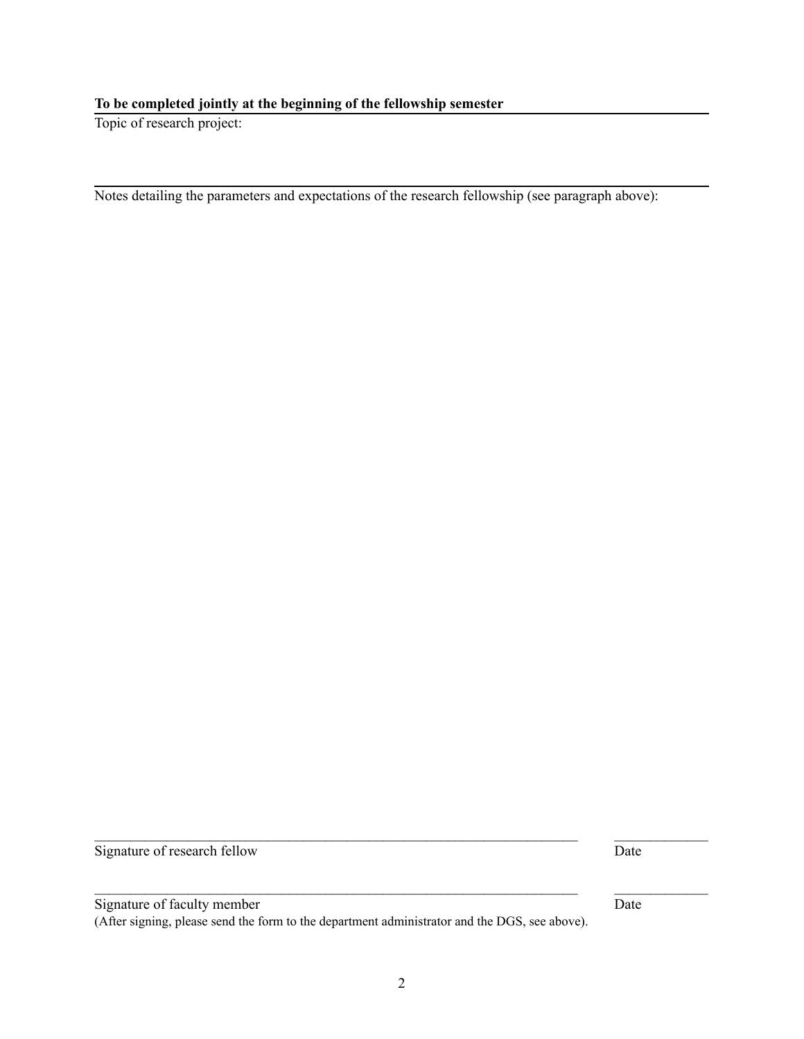**To be completed jointly at the beginning of the fellowship semester**

Topic of research project:

---

Notes detailing the parameters and expectations of the research fellowship (see paragraph above):

\_\_\_\_\_\_\_\_\_\_\_\_\_\_\_\_\_\_\_\_\_\_\_\_\_\_\_\_\_\_\_\_\_\_\_\_\_\_\_\_\_\_\_\_\_\_\_\_\_\_\_\_\_\_\_\_\_\_\_\_\_\_\_\_\_\_\_\_\_\_ \_\_\_\_\_\_\_\_\_\_\_\_\_

Signature of research fellow Date

\_\_\_\_\_\_\_\_\_\_\_\_\_\_\_\_\_\_\_\_\_\_\_\_\_\_\_\_\_\_\_\_\_\_\_\_\_\_\_\_\_\_\_\_\_\_\_\_\_\_\_\_\_\_\_\_\_\_\_\_\_\_\_\_\_\_\_\_\_\_ \_\_\_\_\_\_\_\_\_\_\_\_\_

Signature of faculty member Date

(After signing, please send the form to the department administrator and the DGS, see above).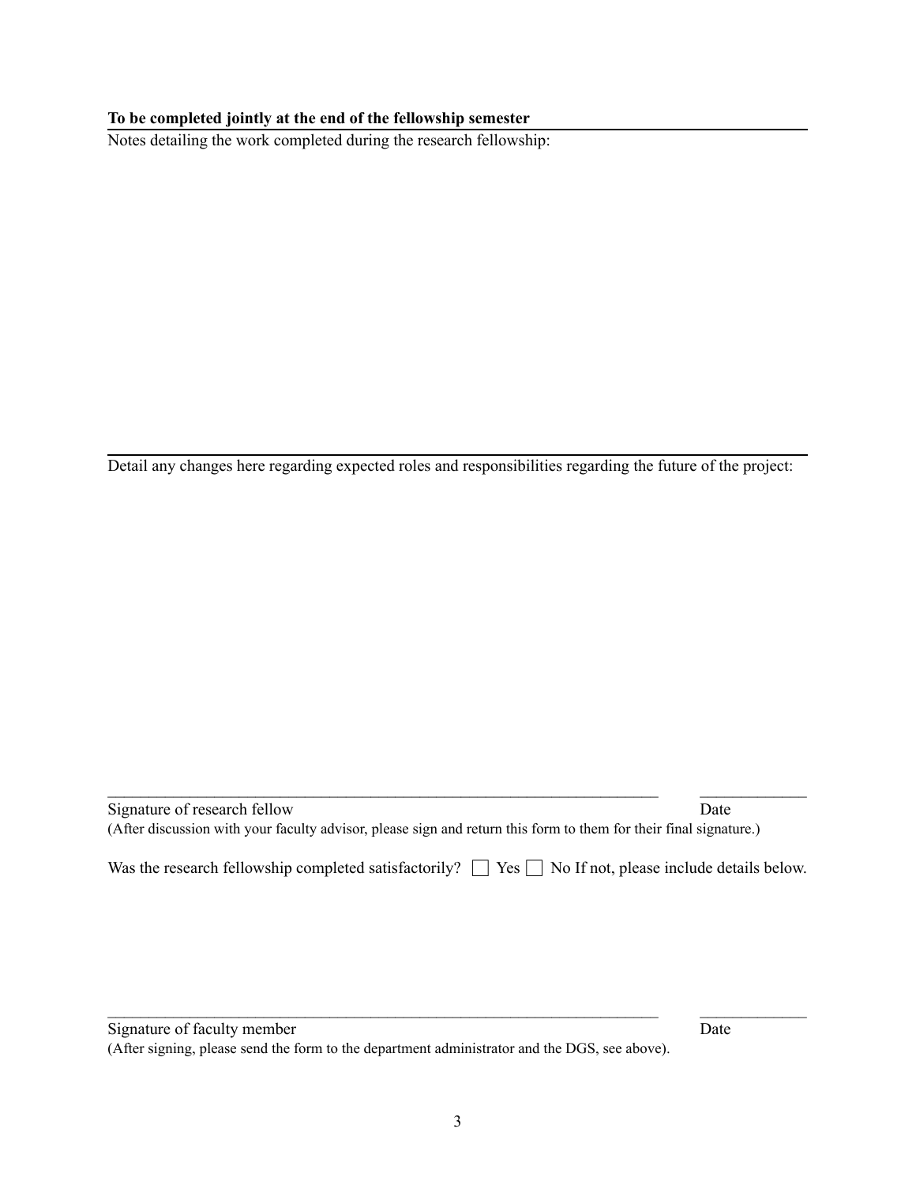**To be completed jointly at the end of the fellowship semester**

Notes detailing the work completed during the research fellowship:

---

Detail any changes here regarding expected roles and responsibilities regarding the future of the project:

\_\_\_\_\_\_\_\_\_\_\_\_\_\_\_\_\_\_\_\_\_\_\_\_\_\_\_\_\_\_\_\_\_\_\_\_\_\_\_\_\_\_\_\_\_\_\_\_\_\_\_\_\_\_\_\_\_\_\_\_\_\_\_\_\_\_\_\_ \_\_\_\_\_\_\_\_\_\_\_\_\_

Signature of research fellow — Date

(After discussion with your faculty advisor, please sign and return this form to them for their final signature.)

Was the research fellowship completed satisfactorily? ☐ Yes ☐ No If not, please include details below.

\_\_\_\_\_\_\_\_\_\_\_\_\_\_\_\_\_\_\_\_\_\_\_\_\_\_\_\_\_\_\_\_\_\_\_\_\_\_\_\_\_\_\_\_\_\_\_\_\_\_\_\_\_\_\_\_\_\_\_\_\_\_\_\_\_\_\_\_ \_\_\_\_\_\_\_\_\_\_\_\_\_

Signature of faculty member — Date

(After signing, please send the form to the department administrator and the DGS, see above).